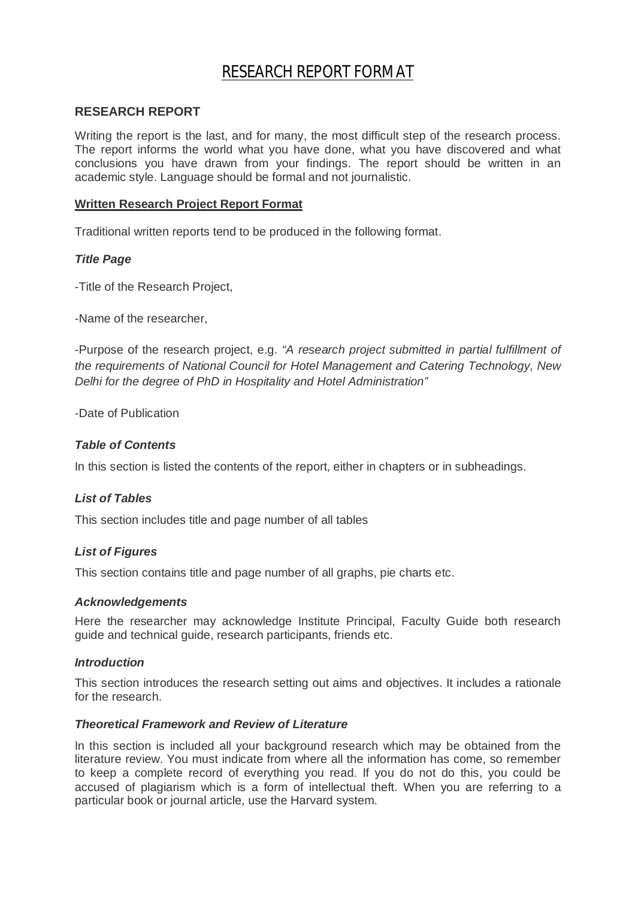# RESEARCH REPORT FORMAT

## RESEARCH REPORT

Writing the report is the last, and for many, the most difficult step of the research process. The report informs the world what you have done, what you have discovered and what conclusions you have drawn from your findings. The report should be written in an academic style. Language should be formal and not journalistic.

### Written Research Project Report Format

Traditional written reports tend to be produced in the following format.

***Title Page***

-Title of the Research Project,

-Name of the researcher,

-Purpose of the research project, e.g. *"A research project submitted in partial fulfillment of the requirements of National Council for Hotel Management and Catering Technology, New Delhi for the degree of PhD in Hospitality and Hotel Administration"*

-Date of Publication

***Table of Contents***

In this section is listed the contents of the report, either in chapters or in subheadings.

***List of Tables***

This section includes title and page number of all tables

***List of Figures***

This section contains title and page number of all graphs, pie charts etc.

***Acknowledgements***

Here the researcher may acknowledge Institute Principal, Faculty Guide both research guide and technical guide, research participants, friends etc.

***Introduction***

This section introduces the research setting out aims and objectives. It includes a rationale for the research.

***Theoretical Framework and Review of Literature***

In this section is included all your background research which may be obtained from the literature review. You must indicate from where all the information has come, so remember to keep a complete record of everything you read. If you do not do this, you could be accused of plagiarism which is a form of intellectual theft. When you are referring to a particular book or journal article, use the Harvard system.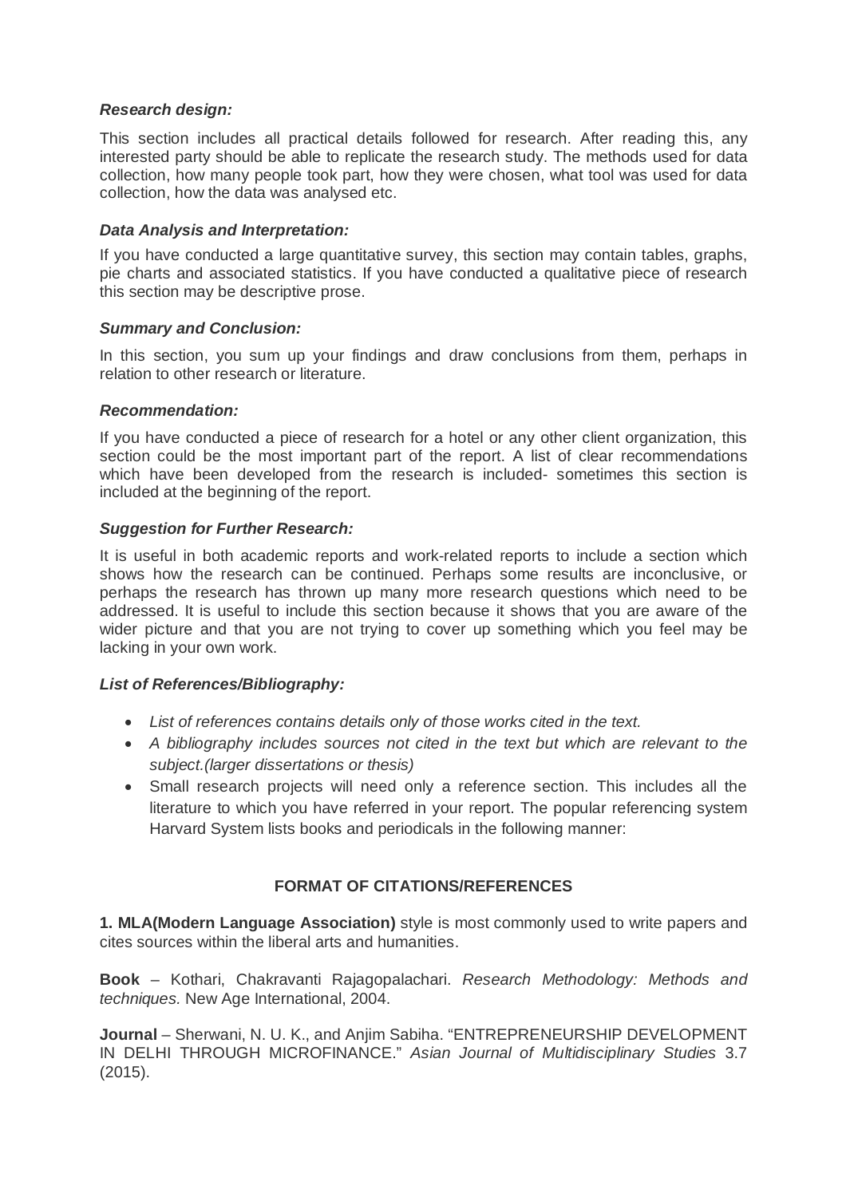***Research design:***

This section includes all practical details followed for research. After reading this, any interested party should be able to replicate the research study. The methods used for data collection, how many people took part, how they were chosen, what tool was used for data collection, how the data was analysed etc.

***Data Analysis and Interpretation:***

If you have conducted a large quantitative survey, this section may contain tables, graphs, pie charts and associated statistics. If you have conducted a qualitative piece of research this section may be descriptive prose.

***Summary and Conclusion:***

In this section, you sum up your findings and draw conclusions from them, perhaps in relation to other research or literature.

***Recommendation:***

If you have conducted a piece of research for a hotel or any other client organization, this section could be the most important part of the report. A list of clear recommendations which have been developed from the research is included- sometimes this section is included at the beginning of the report.

***Suggestion for Further Research:***

It is useful in both academic reports and work-related reports to include a section which shows how the research can be continued. Perhaps some results are inconclusive, or perhaps the research has thrown up many more research questions which need to be addressed. It is useful to include this section because it shows that you are aware of the wider picture and that you are not trying to cover up something which you feel may be lacking in your own work.

***List of References/Bibliography:***

- *List of references contains details only of those works cited in the text.*
- *A bibliography includes sources not cited in the text but which are relevant to the subject.(larger dissertations or thesis)*
- Small research projects will need only a reference section. This includes all the literature to which you have referred in your report. The popular referencing system Harvard System lists books and periodicals in the following manner:

## FORMAT OF CITATIONS/REFERENCES

**1. MLA(Modern Language Association)** style is most commonly used to write papers and cites sources within the liberal arts and humanities.

**Book** – Kothari, Chakravanti Rajagopalachari. *Research Methodology: Methods and techniques.* New Age International, 2004.

**Journal** – Sherwani, N. U. K., and Anjim Sabiha. "ENTREPRENEURSHIP DEVELOPMENT IN DELHI THROUGH MICROFINANCE." *Asian Journal of Multidisciplinary Studies* 3.7 (2015).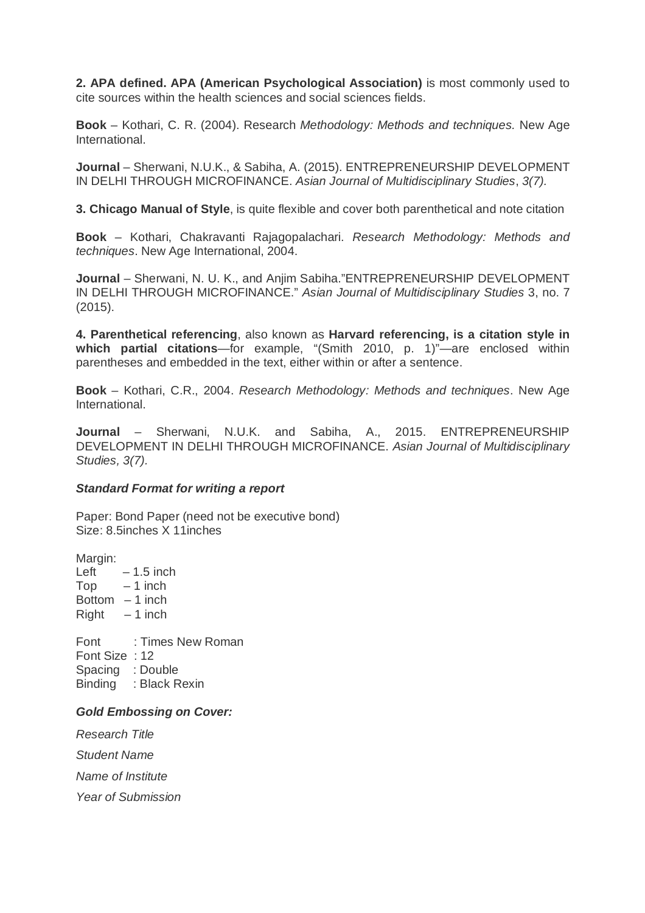**2. APA defined. APA (American Psychological Association)** is most commonly used to cite sources within the health sciences and social sciences fields.

**Book** – Kothari, C. R. (2004). Research *Methodology: Methods and techniques.* New Age International.

**Journal** – Sherwani, N.U.K., & Sabiha, A. (2015). ENTREPRENEURSHIP DEVELOPMENT IN DELHI THROUGH MICROFINANCE. *Asian Journal of Multidisciplinary Studies*, *3(7).*

**3. Chicago Manual of Style**, is quite flexible and cover both parenthetical and note citation

**Book** – Kothari, Chakravanti Rajagopalachari. *Research Methodology: Methods and techniques*. New Age International, 2004.

**Journal** – Sherwani, N. U. K., and Anjim Sabiha."ENTREPRENEURSHIP DEVELOPMENT IN DELHI THROUGH MICROFINANCE." *Asian Journal of Multidisciplinary Studies* 3, no. 7 (2015).

**4. Parenthetical referencing**, also known as **Harvard referencing, is a citation style in which partial citations**—for example, "(Smith 2010, p. 1)"—are enclosed within parentheses and embedded in the text, either within or after a sentence.

**Book** – Kothari, C.R., 2004. *Research Methodology: Methods and techniques*. New Age International.

**Journal** – Sherwani, N.U.K. and Sabiha, A., 2015. ENTREPRENEURSHIP DEVELOPMENT IN DELHI THROUGH MICROFINANCE. *Asian Journal of Multidisciplinary Studies, 3(7).*

***Standard Format for writing a report***

Paper: Bond Paper (need not be executive bond)
Size: 8.5inches X 11inches

Margin:
Left – 1.5 inch
Top – 1 inch
Bottom – 1 inch
Right – 1 inch

Font : Times New Roman
Font Size : 12
Spacing : Double
Binding : Black Rexin

***Gold Embossing on Cover:***

*Research Title*

*Student Name*

*Name of Institute*

*Year of Submission*